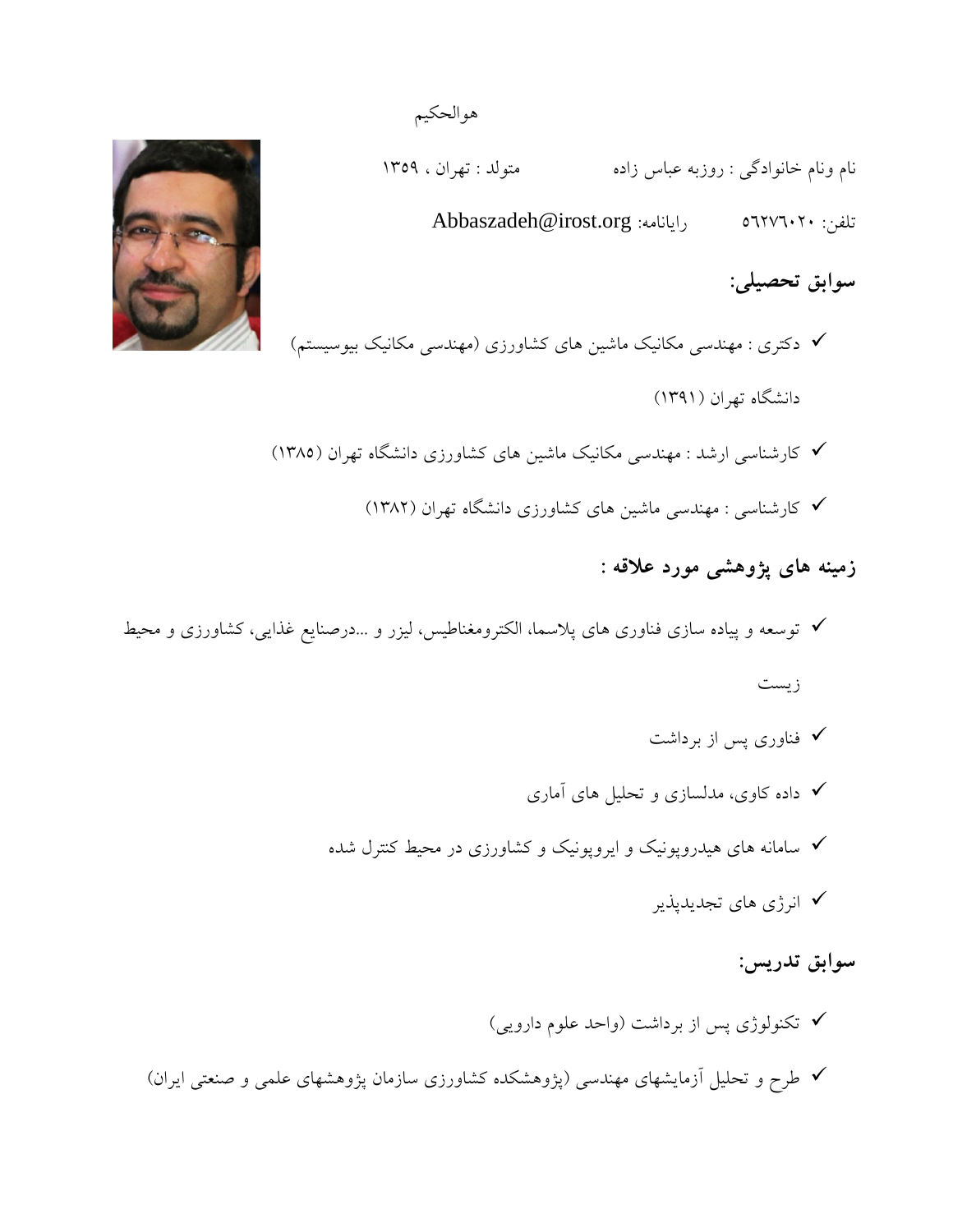هوالحکیم

نام ونام خانوادگی : روزبه عباس زاده　　　　متولد : تهران ، ۱۳۵۹

تلفن: ٥٦٢٧٦٠٢٠　　　　رایانامه: Abbaszadeh@irost.org

## سوابق تحصیلی:

- ✓ دکتری : مهندسی مکانیک ماشین های کشاورزی (مهندسی مکانیک بیوسیستم)
  دانشگاه تهران (۱۳۹۱)
- ✓ کارشناسی ارشد : مهندسی مکانیک ماشین های کشاورزی دانشگاه تهران (۱۳۸۵)
- ✓ کارشناسی : مهندسی ماشین های کشاورزی دانشگاه تهران (۱۳۸۲)

## زمینه های پژوهشی مورد علاقه :

- ✓ توسعه و پیاده سازی فناوری های پلاسما، الکترومغناطیس، لیزر و ...درصنایع غذایی، کشاورزی و محیط زیست
- ✓ فناوری پس از برداشت
- ✓ داده کاوی، مدلسازی و تحلیل های آماری
- ✓ سامانه های هیدروپونیک و ایروپونیک و کشاورزی در محیط کنترل شده
- ✓ انرژی های تجدیدپذیر

## سوابق تدریس:

- ✓ تکنولوژی پس از برداشت (واحد علوم دارویی)
- ✓ طرح و تحلیل آزمایشهای مهندسی (پژوهشکده کشاورزی سازمان پژوهشهای علمی و صنعتی ایران)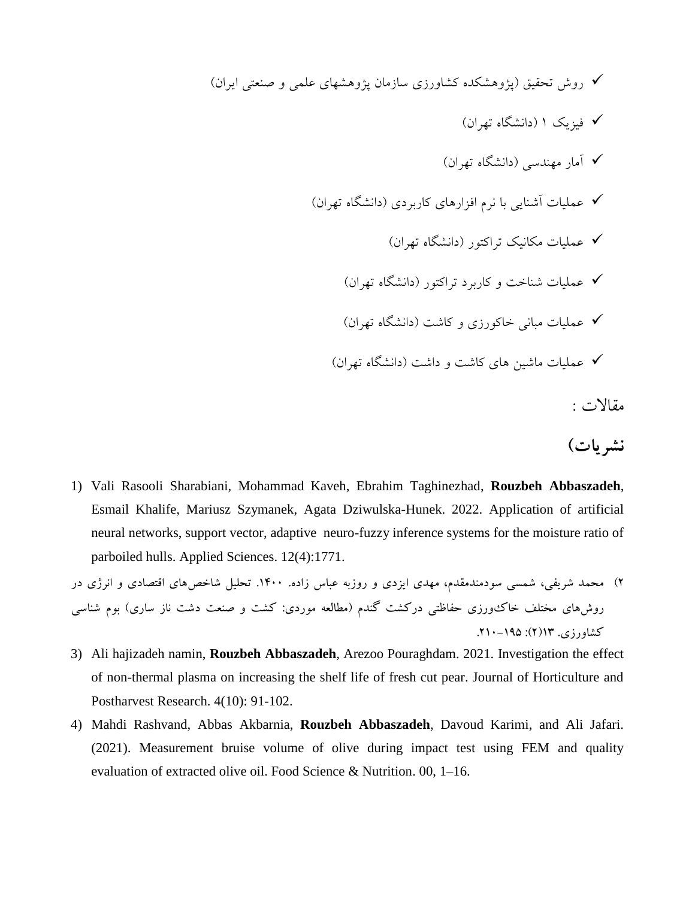- ✓ روش تحقیق (پژوهشکده کشاورزی سازمان پژوهشهای علمی و صنعتی ایران)
- ✓ فیزیک ۱ (دانشگاه تهران)
- ✓ آمار مهندسی (دانشگاه تهران)
- ✓ عملیات آشنایی با نرم افزارهای کاربردی (دانشگاه تهران)
- ✓ عملیات مکانیک تراکتور (دانشگاه تهران)
- ✓ عملیات شناخت و کاربرد تراکتور (دانشگاه تهران)
- ✓ عملیات مبانی خاکورزی و کاشت (دانشگاه تهران)
- ✓ عملیات ماشین های کاشت و داشت (دانشگاه تهران)

مقالات :

## نشریات)

1) Vali Rasooli Sharabiani, Mohammad Kaveh, Ebrahim Taghinezhad, **Rouzbeh Abbaszadeh**, Esmail Khalife, Mariusz Szymanek, Agata Dziwulska-Hunek. 2022. Application of artificial neural networks, support vector, adaptive neuro-fuzzy inference systems for the moisture ratio of parboiled hulls. Applied Sciences. 12(4):1771.

۲) محمد شریفی، شمسی سودمندمقدم، مهدی ایزدی و روزبه عباس زاده. ۱۴۰۰. تحلیل شاخص‌های اقتصادی و انرژی در روش‌های مختلف خاک‌ورزی حفاظتی درکشت گندم (مطالعه موردی: کشت و صنعت دشت ناز ساری) بوم شناسی کشاورزی. ۱۳(۲): ۱۹۵-۲۱۰.

3) Ali hajizadeh namin, **Rouzbeh Abbaszadeh**, Arezoo Pouraghdam. 2021. Investigation the effect of non-thermal plasma on increasing the shelf life of fresh cut pear. Journal of Horticulture and Postharvest Research. 4(10): 91-102.

4) Mahdi Rashvand, Abbas Akbarnia, **Rouzbeh Abbaszadeh**, Davoud Karimi, and Ali Jafari. (2021). Measurement bruise volume of olive during impact test using FEM and quality evaluation of extracted olive oil. Food Science & Nutrition. 00, 1–16.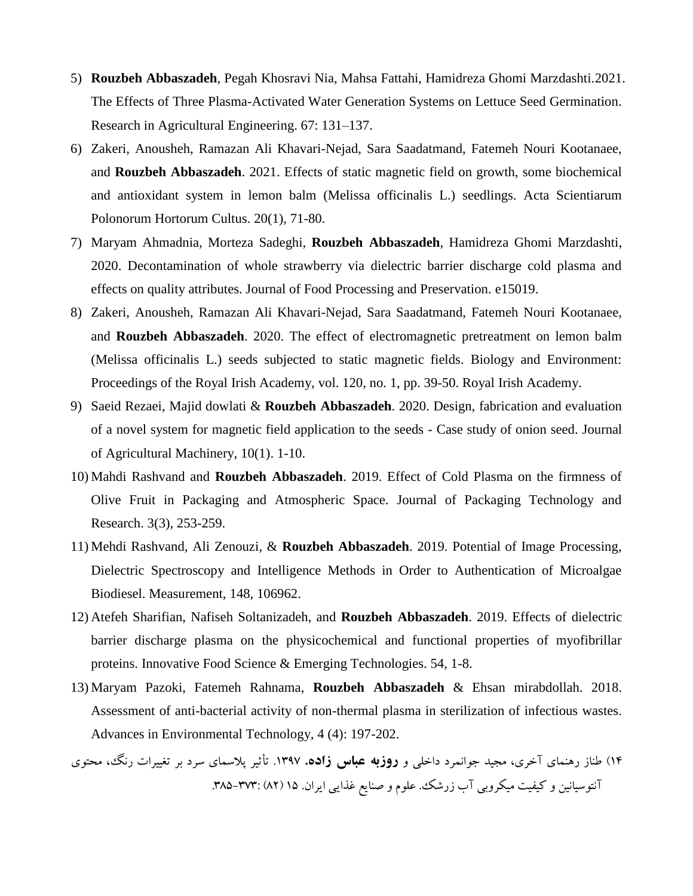5) **Rouzbeh Abbaszadeh**, Pegah Khosravi Nia, Mahsa Fattahi, Hamidreza Ghomi Marzdashti.2021. The Effects of Three Plasma-Activated Water Generation Systems on Lettuce Seed Germination. Research in Agricultural Engineering. 67: 131–137.

6) Zakeri, Anousheh, Ramazan Ali Khavari-Nejad, Sara Saadatmand, Fatemeh Nouri Kootanaee, and **Rouzbeh Abbaszadeh**. 2021. Effects of static magnetic field on growth, some biochemical and antioxidant system in lemon balm (Melissa officinalis L.) seedlings. Acta Scientiarum Polonorum Hortorum Cultus. 20(1), 71-80.

7) Maryam Ahmadnia, Morteza Sadeghi, **Rouzbeh Abbaszadeh**, Hamidreza Ghomi Marzdashti, 2020. Decontamination of whole strawberry via dielectric barrier discharge cold plasma and effects on quality attributes. Journal of Food Processing and Preservation. e15019.

8) Zakeri, Anousheh, Ramazan Ali Khavari-Nejad, Sara Saadatmand, Fatemeh Nouri Kootanaee, and **Rouzbeh Abbaszadeh**. 2020. The effect of electromagnetic pretreatment on lemon balm (Melissa officinalis L.) seeds subjected to static magnetic fields. Biology and Environment: Proceedings of the Royal Irish Academy, vol. 120, no. 1, pp. 39-50. Royal Irish Academy.

9) Saeid Rezaei, Majid dowlati & **Rouzbeh Abbaszadeh**. 2020. Design, fabrication and evaluation of a novel system for magnetic field application to the seeds - Case study of onion seed. Journal of Agricultural Machinery, 10(1). 1-10.

10) Mahdi Rashvand and **Rouzbeh Abbaszadeh**. 2019. Effect of Cold Plasma on the firmness of Olive Fruit in Packaging and Atmospheric Space. Journal of Packaging Technology and Research. 3(3), 253-259.

11) Mehdi Rashvand, Ali Zenouzi, & **Rouzbeh Abbaszadeh**. 2019. Potential of Image Processing, Dielectric Spectroscopy and Intelligence Methods in Order to Authentication of Microalgae Biodiesel. Measurement, 148, 106962.

12) Atefeh Sharifian, Nafiseh Soltanizadeh, and **Rouzbeh Abbaszadeh**. 2019. Effects of dielectric barrier discharge plasma on the physicochemical and functional properties of myofibrillar proteins. Innovative Food Science & Emerging Technologies. 54, 1-8.

13) Maryam Pazoki, Fatemeh Rahnama, **Rouzbeh Abbaszadeh** & Ehsan mirabdollah. 2018. Assessment of anti-bacterial activity of non-thermal plasma in sterilization of infectious wastes. Advances in Environmental Technology, 4 (4): 197-202.

۱۴) طناز رهنمای آخری، مجید جوانمرد داخلی و **روزبه عباس زاده.** ۱۳۹۷. تأثیر پلاسمای سرد بر تغییرات رنگ، محتوی آنتوسیانین و کیفیت میکروبی آب زرشک. علوم و صنایع غذایی ایران. ۱۵ (۸۲) :۳۷۳-۳۸۵.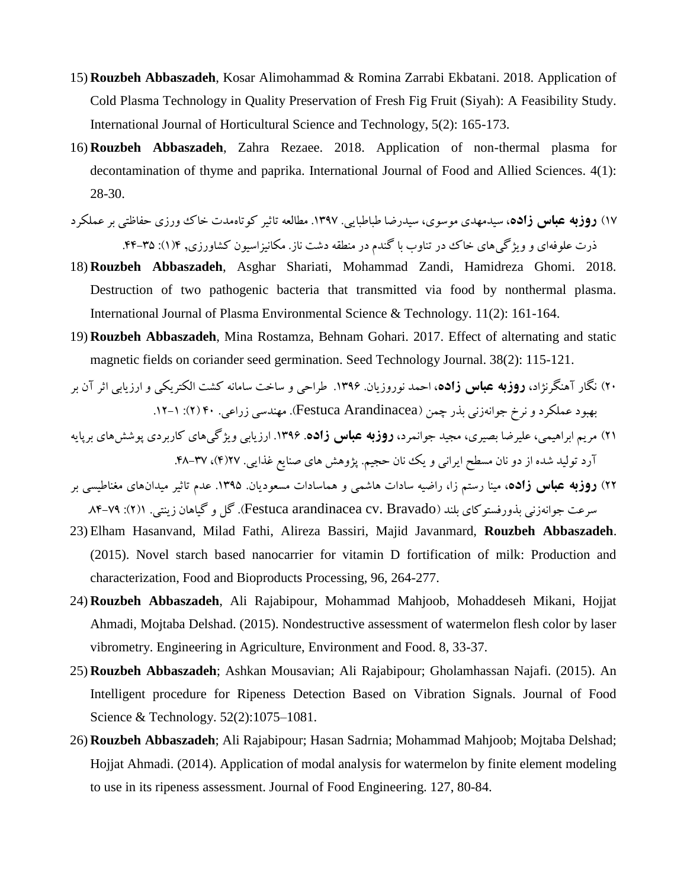15) **Rouzbeh Abbaszadeh**, Kosar Alimohammad & Romina Zarrabi Ekbatani. 2018. Application of Cold Plasma Technology in Quality Preservation of Fresh Fig Fruit (Siyah): A Feasibility Study. International Journal of Horticultural Science and Technology, 5(2): 165-173.

16) **Rouzbeh Abbaszadeh**, Zahra Rezaee. 2018. Application of non-thermal plasma for decontamination of thyme and paprika. International Journal of Food and Allied Sciences. 4(1): 28-30.

۱۷) **روزبه عباس زاده**، سیدمهدی موسوی، سیدرضا طباطبایی. ۱۳۹۷. مطالعه تاثیر کوتاه‌مدت خاک ورزی حفاظتی بر عملکرد ذرت علوفه‌ای و ویژگی‌های خاک در تناوب با گندم در منطقه دشت ناز. مکانیزاسیون کشاورزی, ۴(۱): ۳۵-۴۴.

18) **Rouzbeh Abbaszadeh**, Asghar Shariati, Mohammad Zandi, Hamidreza Ghomi. 2018. Destruction of two pathogenic bacteria that transmitted via food by nonthermal plasma. International Journal of Plasma Environmental Science & Technology. 11(2): 161-164.

19) **Rouzbeh Abbaszadeh**, Mina Rostamza, Behnam Gohari. 2017. Effect of alternating and static magnetic fields on coriander seed germination. Seed Technology Journal. 38(2): 115-121.

۲۰) نگار آهنگرنژاد، **روزبه عباس زاده**، احمد نوروزیان. ۱۳۹۶. طراحی و ساخت سامانه کشت الکتریکی و ارزیابی اثر آن بر بهبود عملکرد و نرخ جوانه‌زنی بذر چمن (Festuca Arandinacea). مهندسی زراعی. ۴۰ (۲): ۱-۱۲.

۲۱) مریم ابراهیمی، علیرضا بصیری، مجید جوانمرد، **روزبه عباس زاده**. ۱۳۹۶. ارزیابی ویژگی‌های کاربردی پوشش‌های برپایه آرد تولید شده از دو نان مسطح ایرانی و یک نان حجیم. پژوهش های صنایع غذایی. ۲۷(۴)، ۳۷-۴۸.

۲۲) **روزبه عباس زاده**، مینا رستم زا، راضیه سادات هاشمی و هماسادات مسعودیان. ۱۳۹۵. عدم تاثیر میدان‌های مغناطیسی بر سرعت جوانه‌زنی بذورفستوکای بلند (Festuca arandinacea cv. Bravado). گل و گیاهان زینتی. ۱(۲): ۷۹-۸۴.

23) Elham Hasanvand, Milad Fathi, Alireza Bassiri, Majid Javanmard, **Rouzbeh Abbaszadeh**. (2015). Novel starch based nanocarrier for vitamin D fortification of milk: Production and characterization, Food and Bioproducts Processing, 96, 264-277.

24) **Rouzbeh Abbaszadeh**, Ali Rajabipour, Mohammad Mahjoob, Mohaddeseh Mikani, Hojjat Ahmadi, Mojtaba Delshad. (2015). Nondestructive assessment of watermelon flesh color by laser vibrometry. Engineering in Agriculture, Environment and Food. 8, 33-37.

25) **Rouzbeh Abbaszadeh**; Ashkan Mousavian; Ali Rajabipour; Gholamhassan Najafi. (2015). An Intelligent procedure for Ripeness Detection Based on Vibration Signals. Journal of Food Science & Technology. 52(2):1075–1081.

26) **Rouzbeh Abbaszadeh**; Ali Rajabipour; Hasan Sadrnia; Mohammad Mahjoob; Mojtaba Delshad; Hojjat Ahmadi. (2014). Application of modal analysis for watermelon by finite element modeling to use in its ripeness assessment. Journal of Food Engineering. 127, 80-84.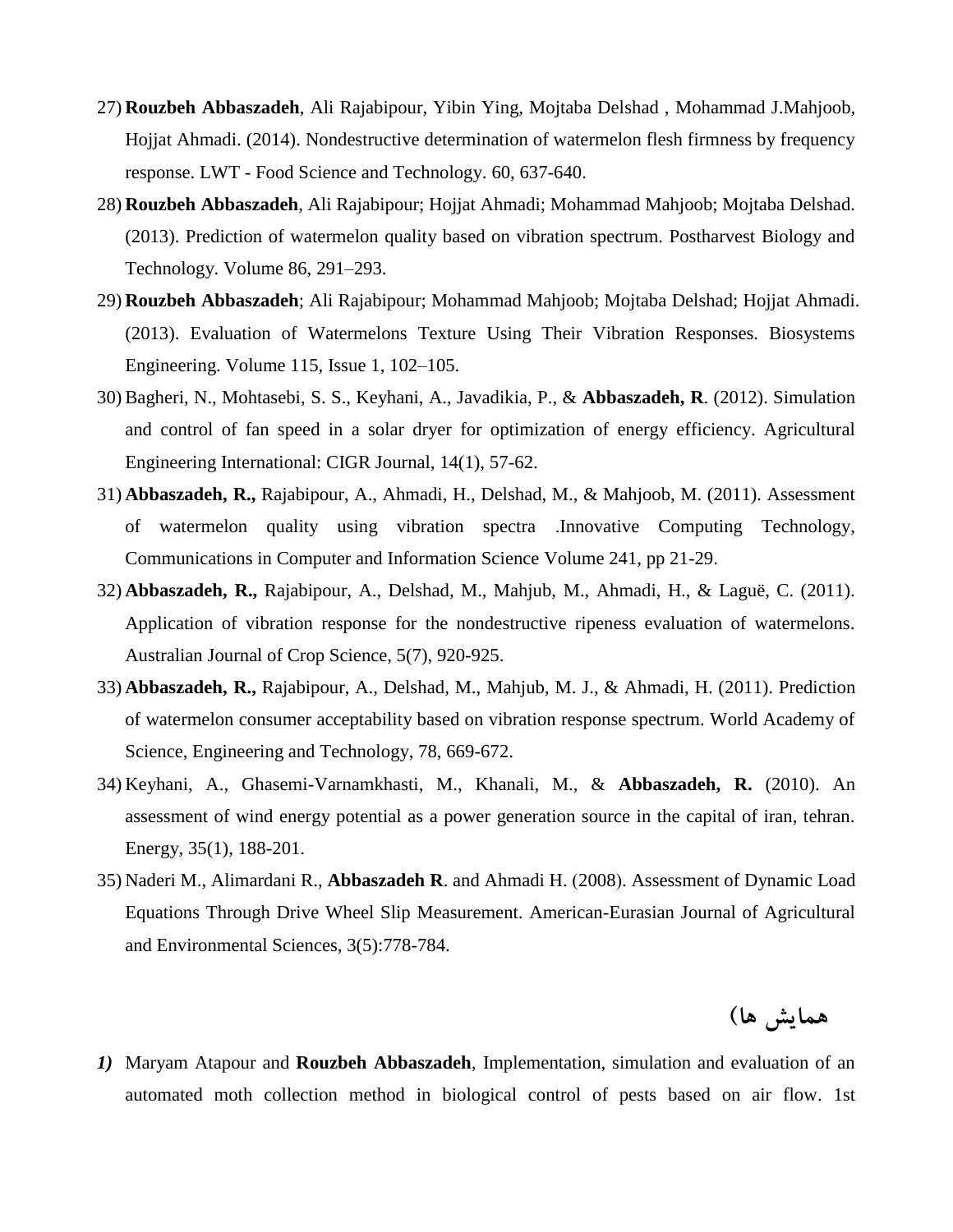27) **Rouzbeh Abbaszadeh**, Ali Rajabipour, Yibin Ying, Mojtaba Delshad , Mohammad J.Mahjoob, Hojjat Ahmadi. (2014). Nondestructive determination of watermelon flesh firmness by frequency response. LWT - Food Science and Technology. 60, 637-640.

28) **Rouzbeh Abbaszadeh**, Ali Rajabipour; Hojjat Ahmadi; Mohammad Mahjoob; Mojtaba Delshad. (2013). Prediction of watermelon quality based on vibration spectrum. Postharvest Biology and Technology. Volume 86, 291–293.

29) **Rouzbeh Abbaszadeh**; Ali Rajabipour; Mohammad Mahjoob; Mojtaba Delshad; Hojjat Ahmadi. (2013). Evaluation of Watermelons Texture Using Their Vibration Responses. Biosystems Engineering. Volume 115, Issue 1, 102–105.

30) Bagheri, N., Mohtasebi, S. S., Keyhani, A., Javadikia, P., & **Abbaszadeh, R**. (2012). Simulation and control of fan speed in a solar dryer for optimization of energy efficiency. Agricultural Engineering International: CIGR Journal, 14(1), 57-62.

31) **Abbaszadeh, R.,** Rajabipour, A., Ahmadi, H., Delshad, M., & Mahjoob, M. (2011). Assessment of watermelon quality using vibration spectra .Innovative Computing Technology, Communications in Computer and Information Science Volume 241, pp 21-29.

32) **Abbaszadeh, R.,** Rajabipour, A., Delshad, M., Mahjub, M., Ahmadi, H., & Laguë, C. (2011). Application of vibration response for the nondestructive ripeness evaluation of watermelons. Australian Journal of Crop Science, 5(7), 920-925.

33) **Abbaszadeh, R.,** Rajabipour, A., Delshad, M., Mahjub, M. J., & Ahmadi, H. (2011). Prediction of watermelon consumer acceptability based on vibration response spectrum. World Academy of Science, Engineering and Technology, 78, 669-672.

34) Keyhani, A., Ghasemi-Varnamkhasti, M., Khanali, M., & **Abbaszadeh, R.** (2010). An assessment of wind energy potential as a power generation source in the capital of iran, tehran. Energy, 35(1), 188-201.

35) Naderi M., Alimardani R., **Abbaszadeh R**. and Ahmadi H. (2008). Assessment of Dynamic Load Equations Through Drive Wheel Slip Measurement. American-Eurasian Journal of Agricultural and Environmental Sciences, 3(5):778-784.

## همایش ها)

***1)*** Maryam Atapour and **Rouzbeh Abbaszadeh**, Implementation, simulation and evaluation of an automated moth collection method in biological control of pests based on air flow. 1st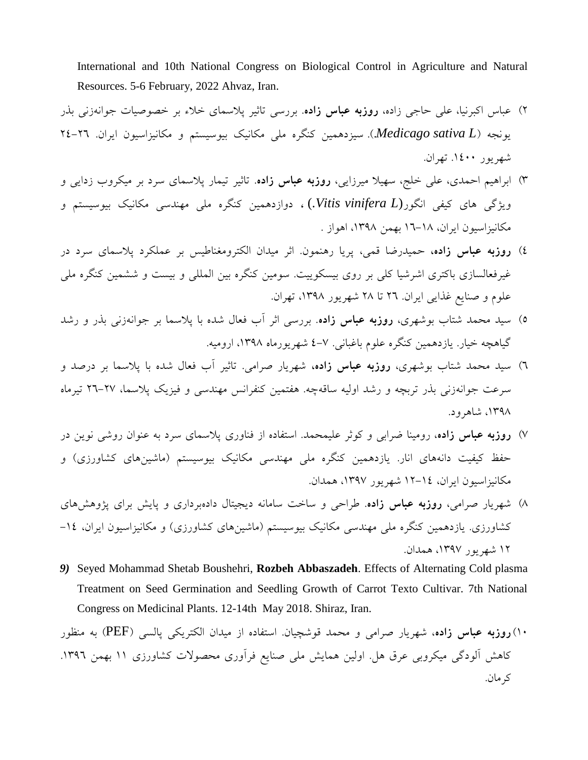International and 10th National Congress on Biological Control in Agriculture and Natural Resources. 5-6 February, 2022 Ahvaz, Iran.

۲) عباس اکبرنیا، علی حاجی زاده، **روزبه عباس زاده**. بررسی تاثیر پلاسمای خلاء بر خصوصیات جوانه‌زنی بذر یونجه (*Medicago sativa L.*). سیزدهمین کنگره ملی مکانیک بیوسیستم و مکانیزاسیون ایران. ۲۶-۲۴ شهریور ۱۴۰۰. تهران.

۳) ابراهیم احمدی، علی خلج، سهیلا میرزایی، **روزبه عباس زاده**. تاثیر تیمار پلاسمای سرد بر میکروب زدایی و ویژگی های کیفی انگور(*Vitis vinifera L.*) ، دوازدهمین کنگره ملی مهندسی مکانیک بیوسیستم و مکانیزاسیون ایران، ۱۸-۱۶ بهمن ۱۳۹۸، اهواز .

٤) **روزبه عباس زاده،** حمیدرضا قمی، پریا رهنمون. اثر میدان الکترومغناطیس بر عملکرد پلاسمای سرد در غیرفعالسازی باکتری اشرشیا کلی بر روی بیسکوییت. سومین کنگره بین المللی و بیست و ششمین کنگره ملی علوم و صنایع غذایی ایران. ۲٦ تا ۲۸ شهریور ۱۳۹۸، تهران.

٥) سید محمد شتاب بوشهری، **روزبه عباس زاده**. بررسی اثر آب فعال شده با پلاسما بر جوانه‌زنی بذر و رشد گیاهچه خیار. یازدهمین کنگره علوم باغبانی. ۷-٤ شهریورماه ۱۳۹۸، ارومیه.

٦) سید محمد شتاب بوشهری، **روزبه عباس زاده،** شهریار صرامی. تاثیر آب فعال شده با پلاسما بر درصد و سرعت جوانه‌زنی بذر تربچه و رشد اولیه ساقه‌چه. هفتمین کنفرانس مهندسی و فیزیک پلاسما، ۲۷-۲٦ تیرماه ۱۳۹۸، شاهرود.

۷) **روزبه عباس زاده**، رومینا ضرابی و کوثر علیمحمد. استفاده از فناوری پلاسمای سرد به عنوان روشی نوین در حفظ کیفیت دانه‌های انار. یازدهمین کنگره ملی مهندسی مکانیک بیوسیستم (ماشین‌های کشاورزی) و مکانیزاسیون ایران، ۱٤-۱۲ شهریور ۱۳۹۷، همدان.

۸) شهریار صرامی، **روزبه عباس زاده**. طراحی و ساخت سامانه دیجیتال داده‌برداری و پایش برای پژوهش‌های کشاورزی. یازدهمین کنگره ملی مهندسی مکانیک بیوسیستم (ماشین‌های کشاورزی) و مکانیزاسیون ایران، ۱٤-۱۲ شهریور ۱۳۹۷، همدان.

***9)*** Seyed Mohammad Shetab Boushehri, **Rozbeh Abbaszadeh**. Effects of Alternating Cold plasma Treatment on Seed Germination and Seedling Growth of Carrot Texto Cultivar. 7th National Congress on Medicinal Plants. 12-14th May 2018. Shiraz, Iran.

۱۰) **روزبه عباس زاده**، شهریار صرامی و محمد قوشچیان. استفاده از میدان الکتریکی پالسی (PEF) به منظور کاهش آلودگی میکروبی عرق هل. اولین همایش ملی صنایع فرآوری محصولات کشاورزی ۱۱ بهمن ۱۳۹٦. کرمان.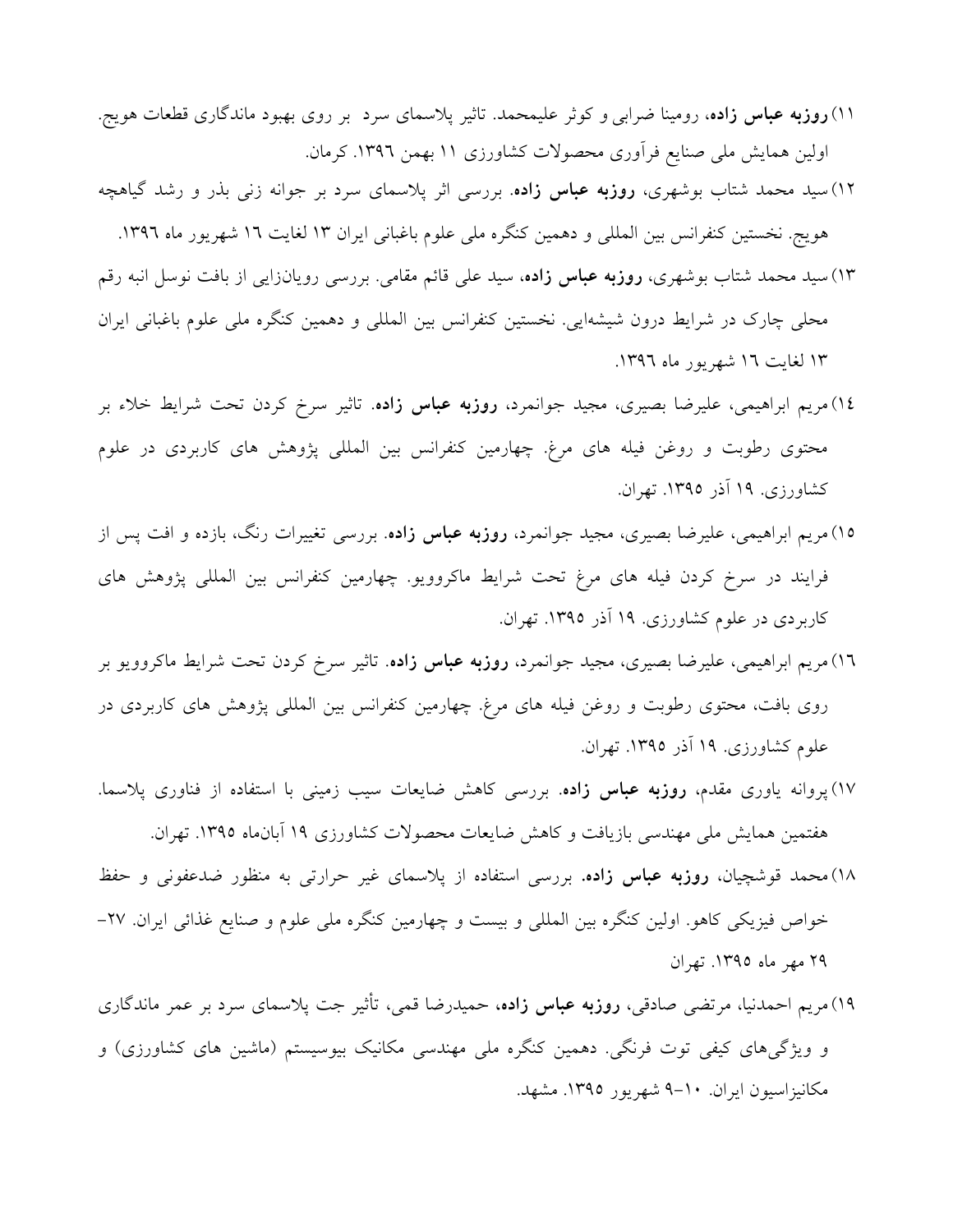۱۱) **روزبه عباس زاده**، رومینا ضرابی و کوثر علیمحمد. تاثیر پلاسمای سرد بر روی بهبود ماندگاری قطعات هویج. اولین همایش ملی صنایع فرآوری محصولات کشاورزی ۱۱ بهمن ۱۳۹٦. کرمان.

۱۲) سید محمد شتاب بوشهری، **روزبه عباس زاده**. بررسی اثر پلاسمای سرد بر جوانه زنی بذر و رشد گیاهچه هویج. نخستین کنفرانس بین المللی و دهمین کنگره ملی علوم باغبانی ایران ۱۳ لغایت ۱٦ شهریور ماه ۱۳۹٦.

۱۳) سید محمد شتاب بوشهری، **روزبه عباس زاده**، سید علی قائم مقامی. بررسی رویان‌زایی از بافت نوسل انبه رقم محلی چارک در شرایط درون شیشه‌ایی. نخستین کنفرانس بین المللی و دهمین کنگره ملی علوم باغبانی ایران ۱۳ لغایت ۱٦ شهریور ماه ۱۳۹٦.

۱٤) مریم ابراهیمی، علیرضا بصیری، مجید جوانمرد، **روزبه عباس زاده**. تاثیر سرخ کردن تحت شرایط خلاء بر محتوی رطوبت و روغن فیله های مرغ. چهارمین کنفرانس بین المللی پژوهش های کاربردی در علوم کشاورزی. ۱۹ آذر ۱۳۹۵. تهران.

۱۵) مریم ابراهیمی، علیرضا بصیری، مجید جوانمرد، **روزبه عباس زاده**. بررسی تغییرات رنگ، بازده و افت پس از فرایند در سرخ کردن فیله های مرغ تحت شرایط ماکروویو. چهارمین کنفرانس بین المللی پژوهش های کاربردی در علوم کشاورزی. ۱۹ آذر ۱۳۹۵. تهران.

۱٦) مریم ابراهیمی، علیرضا بصیری، مجید جوانمرد، **روزبه عباس زاده**. تاثیر سرخ کردن تحت شرایط ماکروویو بر روی بافت، محتوی رطوبت و روغن فیله های مرغ. چهارمین کنفرانس بین المللی پژوهش های کاربردی در علوم کشاورزی. ۱۹ آذر ۱۳۹۵. تهران.

۱۷) پروانه یاوری مقدم، **روزبه عباس زاده**. بررسی کاهش ضایعات سیب زمینی با استفاده از فناوری پلاسما. هفتمین همایش ملی مهندسی بازیافت و کاهش ضایعات محصولات کشاورزی ۱۹ آبان‌ماه ۱۳۹۵. تهران.

۱۸) محمد قوشچیان، **روزبه عباس زاده**. بررسی استفاده از پلاسمای غیر حرارتی به منظور ضدعفونی و حفظ خواص فیزیکی کاهو. اولین کنگره بین المللی و بیست و چهارمین کنگره ملی علوم و صنایع غذائی ایران. ۲۷-۲۹ مهر ماه ۱۳۹۵. تهران

۱۹) مریم احمدنیا، مرتضی صادقی، **روزبه عباس زاده**، حمیدرضا قمی، تأثیر جت پلاسمای سرد بر عمر ماندگاری و ویژگی‌های کیفی توت فرنگی. دهمین کنگره ملی مهندسی مکانیک بیوسیستم (ماشین های کشاورزی) و مکانیزاسیون ایران. ۱۰-۹ شهریور ۱۳۹۵. مشهد.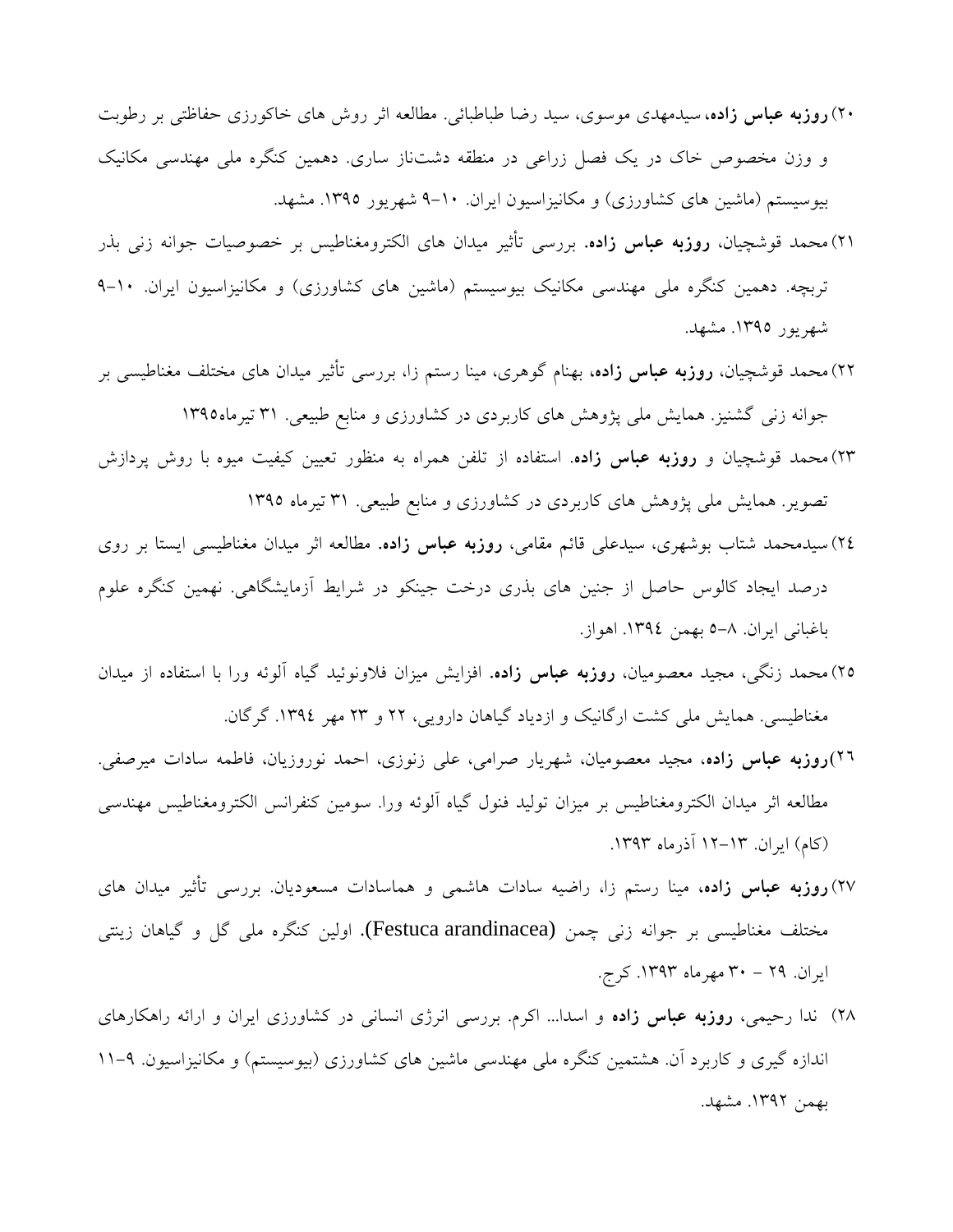۲۰) **روزبه عباس زاده**، سیدمهدی موسوی، سید رضا طباطبائی. مطالعه اثر روش های خاکورزی حفاظتی بر رطوبت و وزن مخصوص خاک در یک فصل زراعی در منطقه دشت‌ناز ساری. دهمین کنگره ملی مهندسی مکانیک بیوسیستم (ماشین های کشاورزی) و مکانیزاسیون ایران. ۱۰-۹ شهریور ۱۳۹۵. مشهد.

۲۱) محمد قوشچیان، **روزبه عباس زاده**. بررسی تأثیر میدان های الکترومغناطیس بر خصوصیات جوانه زنی بذر تربچه. دهمین کنگره ملی مهندسی مکانیک بیوسیستم (ماشین های کشاورزی) و مکانیزاسیون ایران. ۱۰-۹ شهریور ۱۳۹۵. مشهد.

۲۲) محمد قوشچیان، **روزبه عباس زاده**، بهنام گوهری، مینا رستم زا، بررسی تأثیر میدان های مختلف مغناطیسی بر جوانه زنی گشنیز. همایش ملی پژوهش های کاربردی در کشاورزی و منابع طبیعی. ۳۱ تیرماه۱۳۹۵

۲۳) محمد قوشچیان و **روزبه عباس زاده**. استفاده از تلفن همراه به منظور تعیین کیفیت میوه با روش پردازش تصویر. همایش ملی پژوهش های کاربردی در کشاورزی و منابع طبیعی. ۳۱ تیرماه ۱۳۹۵

۲۴) سیدمحمد شتاب بوشهری، سیدعلی قائم مقامی، **روزبه عباس زاده**. مطالعه اثر میدان مغناطیسی ایستا بر روی درصد ایجاد کالوس حاصل از جنین های بذری درخت جینکو در شرایط آزمایشگاهی. نهمین کنگره علوم باغبانی ایران. ۸-۵ بهمن ۱۳۹٤. اهواز.

۲۵) محمد زنگی، مجید معصومیان، **روزبه عباس زاده**. افزایش میزان فلاونوئید گیاه آلوئه ورا با استفاده از میدان مغناطیسی. همایش ملی کشت ارگانیک و ازدیاد گیاهان دارویی، ۲۲ و ۲۳ مهر ۱۳۹٤. گرگان.

۲۶) **روزبه عباس زاده**، مجید معصومیان، شهریار صرامی، علی زنوزی، احمد نوروزیان، فاطمه سادات میرصفی. مطالعه اثر میدان الکترومغناطیس بر میزان تولید فنول گیاه آلوئه ورا. سومین کنفرانس الکترومغناطیس مهندسی (کام) ایران. ۱۳-۱۲ آذرماه ۱۳۹۳.

۲۷) **روزبه عباس زاده**، مینا رستم زا، راضیه سادات هاشمی و هماسادات مسعودیان. بررسی تأثیر میدان های مختلف مغناطیسی بر جوانه زنی چمن (Festuca arandinacea). اولین کنگره ملی گل و گیاهان زینتی ایران. ۲۹ - ۳۰ مهرماه ۱۳۹۳. کرج.

۲۸) ندا رحیمی، **روزبه عباس زاده** و اسدا... اکرم. بررسی انرژی انسانی در کشاورزی ایران و ارائه راهکارهای اندازه گیری و کاربرد آن. هشتمین کنگره ملی مهندسی ماشین های کشاورزی (بیوسیستم) و مکانیزاسیون. ۹-۱۱ بهمن ۱۳۹۲. مشهد.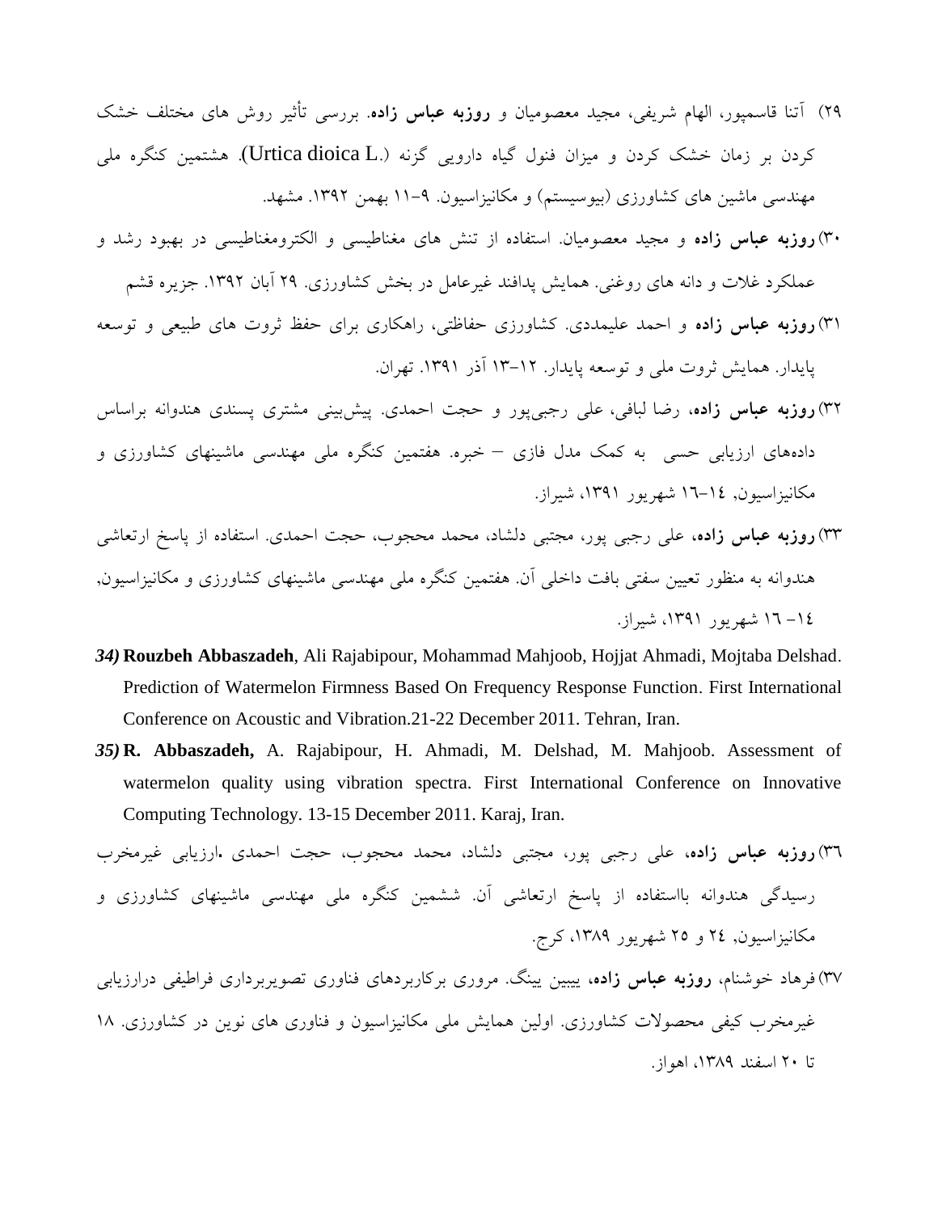۲۹) آتنا قاسمپور، الهام شریفی، مجید معصومیان و **روزبه عباس زاده**. بررسی تأثیر روش های مختلف خشک کردن بر زمان خشک کردن و میزان فنول گیاه دارویی گزنه (.Urtica dioica L). هشتمین کنگره ملی مهندسی ماشین های کشاورزی (بیوسیستم) و مکانیزاسیون. ۹-۱۱ بهمن ۱۳۹۲. مشهد.

۳۰) **روزبه عباس زاده** و مجید معصومیان. استفاده از تنش های مغناطیسی و الکترومغناطیسی در بهبود رشد و عملکرد غلات و دانه های روغنی. همایش پدافند غیرعامل در بخش کشاورزی. ۲۹ آبان ۱۳۹۲. جزیره قشم

۳۱) **روزبه عباس زاده** و احمد علیمددی. کشاورزی حفاظتی، راهکاری برای حفظ ثروت های طبیعی و توسعه پایدار. همایش ثروت ملی و توسعه پایدار. ۱۲-۱۳ آذر ۱۳۹۱. تهران.

۳۲) **روزبه عباس زاده**، رضا لبافی، علی رجبی‌پور و حجت احمدی. پیش‌بینی مشتری پسندی هندوانه براساس داده‌های ارزیابی حسی به کمک مدل فازی – خبره. هفتمین کنگره ملی مهندسی ماشینهای کشاورزی و مکانیزاسیون, ۱٤-۱٦ شهریور ۱۳۹۱، شیراز.

۳۳) **روزبه عباس زاده**، علی رجبی پور، مجتبی دلشاد، محمد محجوب، حجت احمدی. استفاده از پاسخ ارتعاشی هندوانه به منظور تعیین سفتی بافت داخلی آن. هفتمین کنگره ملی مهندسی ماشینهای کشاورزی و مکانیزاسیون, ۱٤- ۱٦ شهریور ۱۳۹۱، شیراز.

*34)* **Rouzbeh Abbaszadeh**, Ali Rajabipour, Mohammad Mahjoob, Hojjat Ahmadi, Mojtaba Delshad. Prediction of Watermelon Firmness Based On Frequency Response Function. First International Conference on Acoustic and Vibration.21-22 December 2011. Tehran, Iran.

*35)* **R. Abbaszadeh,** A. Rajabipour, H. Ahmadi, M. Delshad, M. Mahjoob. Assessment of watermelon quality using vibration spectra. First International Conference on Innovative Computing Technology. 13-15 December 2011. Karaj, Iran.

۳٦) **روزبه عباس زاده**، علی رجبی پور، مجتبی دلشاد، محمد محجوب، حجت احمدی .ارزیابی غیرمخرب رسیدگی هندوانه بااستفاده از پاسخ ارتعاشی آن. ششمین کنگره ملی مهندسی ماشینهای کشاورزی و مکانیزاسیون, ۲٤ و ۲۵ شهریور ۱۳۸۹، کرج.

۳۷) فرهاد خوشنام، **روزبه عباس زاده**، ییبین یینگ. مروری برکاربردهای فناوری تصویربرداری فراطیفی درارزیابی غیرمخرب کیفی محصولات کشاورزی. اولین همایش ملی مکانیزاسیون و فناوری های نوین در کشاورزی. ۱۸ تا ۲۰ اسفند ۱۳۸۹، اهواز.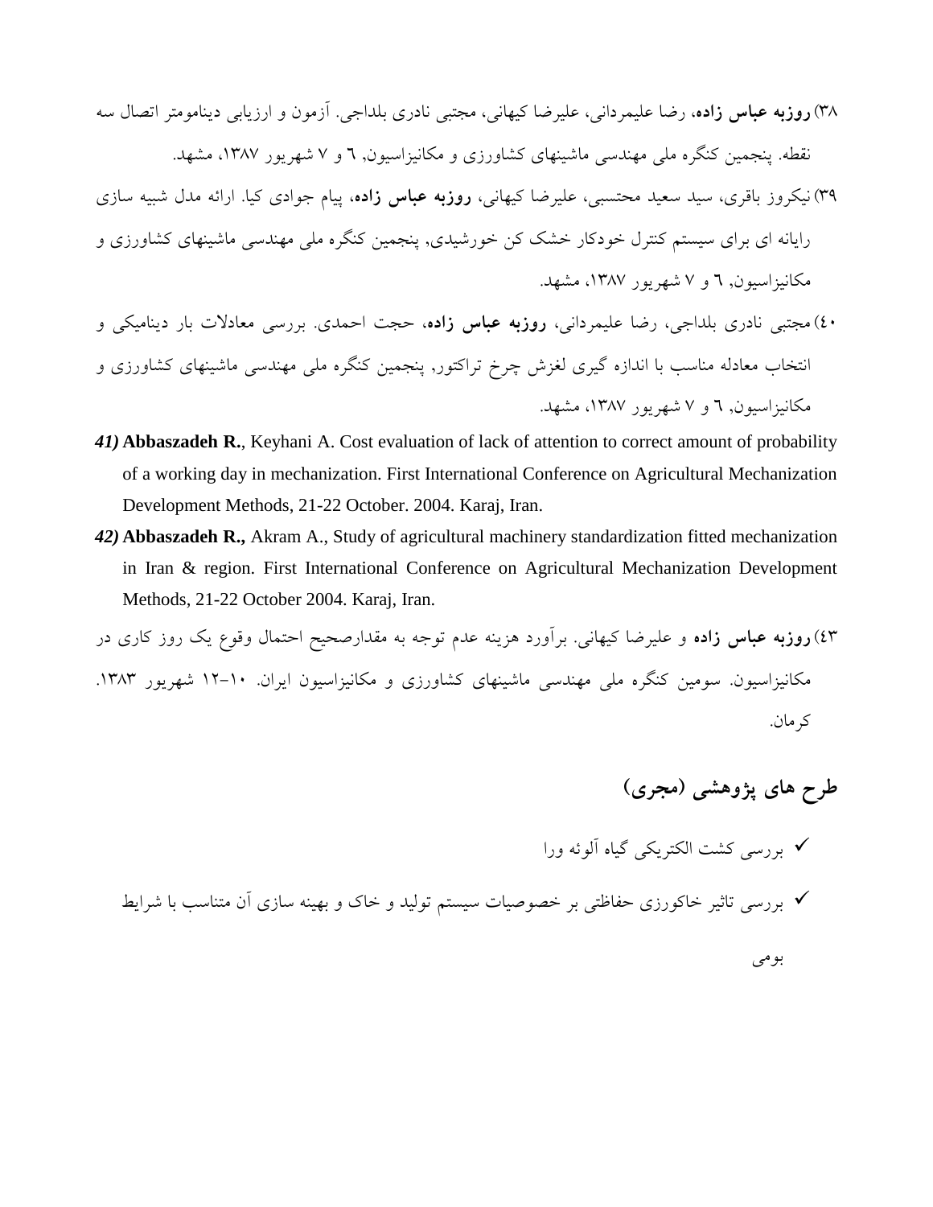۳۸) **روزبه عباس زاده**، رضا علیمردانی، علیرضا کیهانی، مجتبی نادری بلداجی. آزمون و ارزیابی دینامومتر اتصال سه نقطه. پنجمین کنگره ملی مهندسی ماشینهای کشاورزی و مکانیزاسیون, ٦ و ۷ شهریور ۱۳۸۷، مشهد.

۳۹) نیکروز باقری، سید سعید محتسبی، علیرضا کیهانی، **روزبه عباس زاده**، پیام جوادی کیا. ارائه مدل شبیه سازی رایانه ای برای سیستم کنترل خودکار خشک کن خورشیدی, پنجمین کنگره ملی مهندسی ماشینهای کشاورزی و مکانیزاسیون, ٦ و ۷ شهریور ۱۳۸۷، مشهد.

٤۰) مجتبی نادری بلداجی، رضا علیمردانی، **روزبه عباس زاده**، حجت احمدی. بررسی معادلات بار دینامیکی و انتخاب معادله مناسب با اندازه گیری لغزش چرخ تراکتور, پنجمین کنگره ملی مهندسی ماشینهای کشاورزی و مکانیزاسیون, ٦ و ۷ شهریور ۱۳۸۷، مشهد.

***41)*** **Abbaszadeh R.**, Keyhani A. Cost evaluation of lack of attention to correct amount of probability of a working day in mechanization. First International Conference on Agricultural Mechanization Development Methods, 21-22 October. 2004. Karaj, Iran.

***42)*** **Abbaszadeh R.,** Akram A., Study of agricultural machinery standardization fitted mechanization in Iran & region. First International Conference on Agricultural Mechanization Development Methods, 21-22 October 2004. Karaj, Iran.

٤۳) **روزبه عباس زاده** و علیرضا کیهانی. برآورد هزینه عدم توجه به مقدارصحیح احتمال وقوع یک روز کاری در مکانیزاسیون. سومین کنگره ملی مهندسی ماشینهای کشاورزی و مکانیزاسیون ایران. ۱۰-۱۲ شهریور ۱۳۸۳. کرمان.

## طرح های پژوهشی (مجری)

- ✓ بررسی کشت الکتریکی گیاه آلوئه ورا
- ✓ بررسی تاثیر خاکورزی حفاظتی بر خصوصیات سیستم تولید و خاک و بهینه سازی آن متناسب با شرایط بومی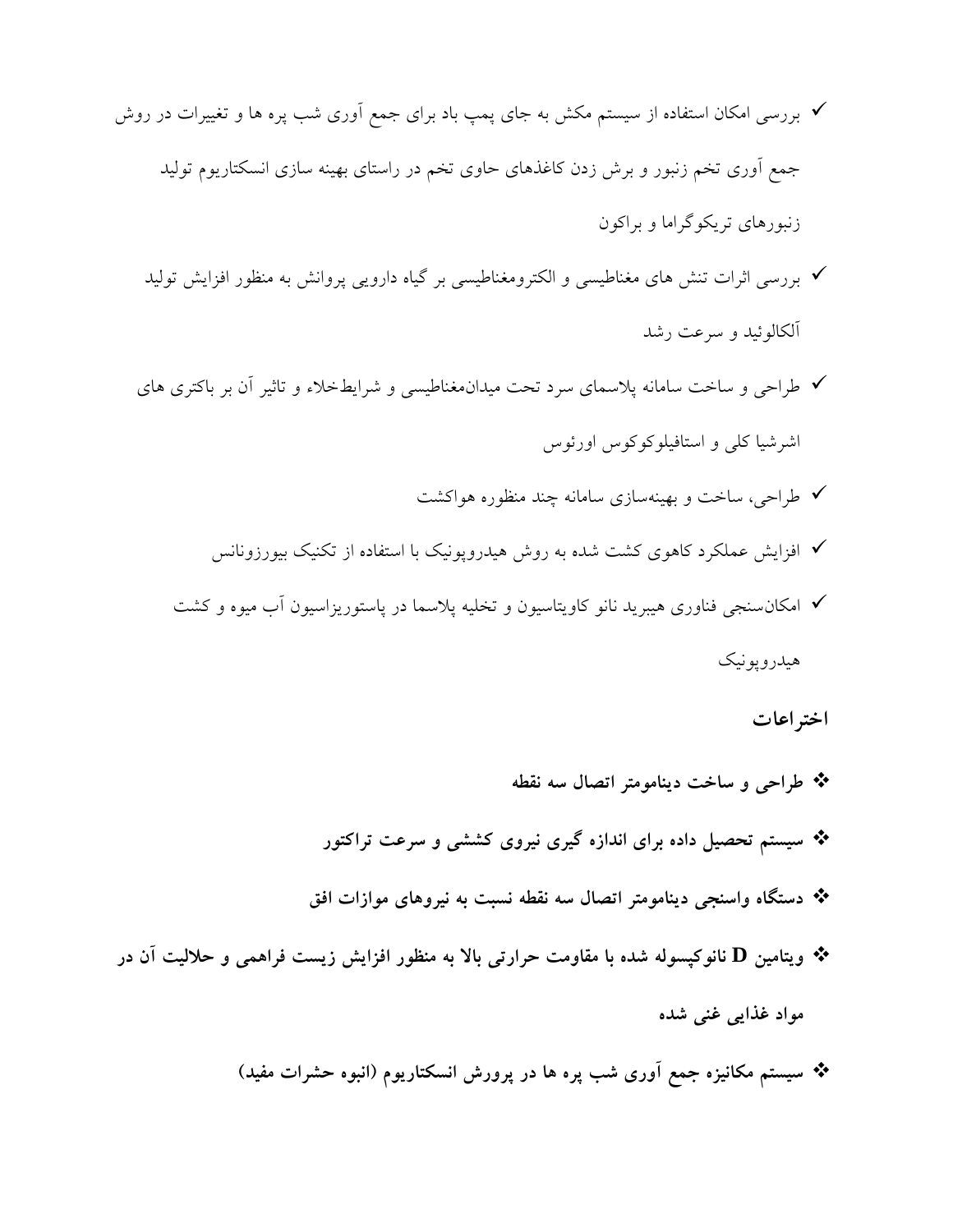- ✓ بررسی امکان استفاده از سیستم مکش به جای پمپ باد برای جمع آوری شب پره ها و تغییرات در روش جمع آوری تخم زنبور و برش زدن کاغذهای حاوی تخم در راستای بهینه سازی انسکتاریوم تولید زنبورهای تریکوگراما و براکون
- ✓ بررسی اثرات تنش های مغناطیسی و الکترومغناطیسی بر گیاه دارویی پروانش به منظور افزایش تولید آلکالوئید و سرعت رشد
- ✓ طراحی و ساخت سامانه پلاسمای سرد تحت میدان‌مغناطیسی و شرایط‌خلاء و تاثیر آن بر باکتری های اشرشیا کلی و استافیلوکوکوس اورئوس
- ✓ طراحی، ساخت و بهینه‌سازی سامانه چند منظوره هواکشت
- ✓ افزایش عملکرد کاهوی کشت شده به روش هیدروپونیک با استفاده از تکنیک بیورزونانس
- ✓ امکان‌سنجی فناوری هیبرید نانو کاویتاسیون و تخلیه پلاسما در پاستوریزاسیون آب میوه و کشت هیدروپونیک

**اختراعات**

- ❖ **طراحی و ساخت دینامومتر اتصال سه نقطه**
- ❖ **سیستم تحصیل داده برای اندازه گیری نیروی کششی و سرعت تراکتور**
- ❖ **دستگاه واسنجی دینامومتر اتصال سه نقطه نسبت به نیروهای موازات افق**
- ❖ **ویتامین D نانوکپسوله شده با مقاومت حرارتی بالا به منظور افزایش زیست فراهمی و حلالیت آن در مواد غذایی غنی شده**
- ❖ **سیستم مکانیزه جمع آوری شب پره ها در پرورش انسکتاریوم (انبوه حشرات مفید)**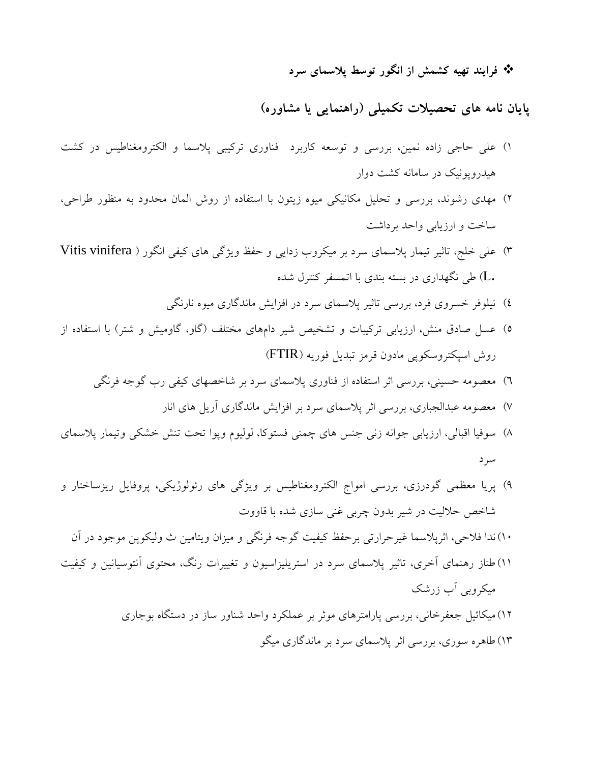❖ **فرایند تهیه کشمش از انگور توسط پلاسمای سرد**

## پایان نامه های تحصیلات تکمیلی (راهنمایی یا مشاوره)

۱) علی حاجی زاده نمین، بررسی و توسعه کاربرد فناوری ترکیبی پلاسما و الکترومغناطیس در کشت هیدروپونیک در سامانه کشت دوار

۲) مهدی رشوند، بررسی و تحلیل مکانیکی میوه زیتون با استفاده از روش المان محدود به منظور طراحی، ساخت و ارزیابی واحد برداشت

۳) علی خلج، تاثیر تیمار پلاسمای سرد بر میکروب زدایی و حفظ ویژگی های کیفی انگور ( Vitis vinifera L.) طی نگهداری در بسته بندی با اتمسفر کنترل شده

٤) نیلوفر خسروی فرد، بررسی تاثیر پلاسمای سرد در افزایش ماندگاری میوه نارنگی

٥) عسل صادق منش، ارزیابی ترکیبات و تشخیص شیر دامهای مختلف (گاو، گاومیش و شتر) با استفاده از روش اسپکتروسکوپی مادون قرمز تبدیل فوریه (FTIR)

٦) معصومه حسینی، بررسی اثر استفاده از فناوری پلاسمای سرد بر شاخصهای کیفی رب گوجه فرنگی

۷) معصومه عبدالجباری، بررسی اثر پلاسمای سرد بر افزایش ماندگاری آریل های انار

۸) سوفیا اقبالی، ارزیابی جوانه زنی جنس های چمنی فستوکا، لولیوم وپوا تحت تنش خشکی وتیمار پلاسمای سرد

۹) پریا معظمی گودرزی، بررسی امواج الکترومغناطیس بر ویژگی های رئولوژیکی، پروفایل ریزساختار و شاخص حلالیت در شیر بدون چربی غنی سازی شده با قاووت

۱۰) ندا فلاحی، اثرپلاسما غیرحرارتی برحفظ کیفیت گوجه فرنگی و میزان ویتامین ث ولیکوپن موجود در آن

۱۱) طناز رهنمای آخری، تاثیر پلاسمای سرد در استریلیزاسیون و تغییرات رنگ، محتوی آنتوسیانین و کیفیت میکروبی آب زرشک

۱۲) میکائیل جعفرخانی، بررسی پارامترهای موثر بر عملکرد واحد شناور ساز در دستگاه بوجاری

۱۳) طاهره سوری، بررسی اثر پلاسمای سرد بر ماندگاری میگو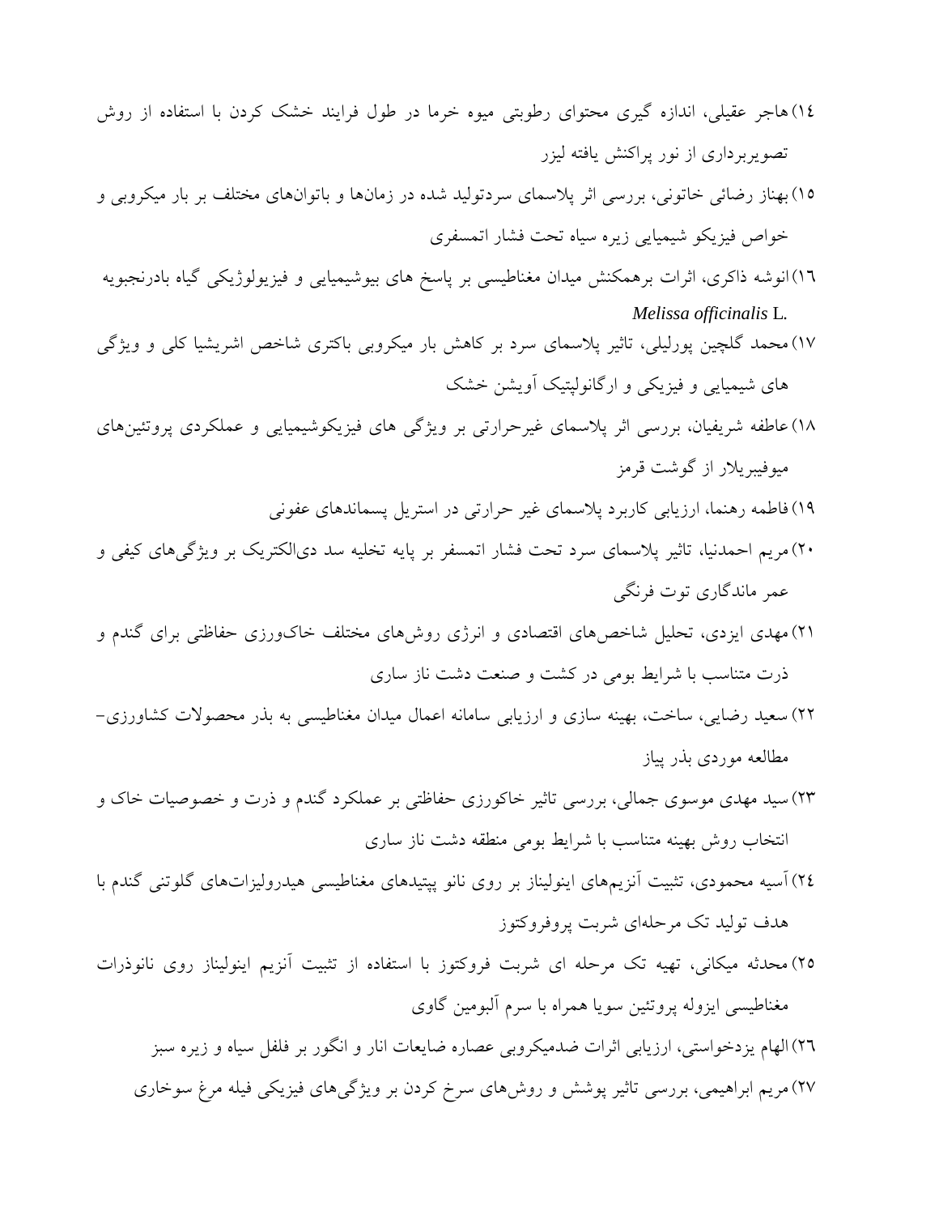١٤) هاجر عقیلی، اندازه گیری محتوای رطوبتی میوه خرما در طول فرایند خشک کردن با استفاده از روش تصویربرداری از نور پراکنش یافته لیزر

١٥) بهناز رضائی خاتونی، بررسی اثر پلاسمای سردتولید شده در زمان‌ها و باتوان‌های مختلف بر بار میکروبی و خواص فیزیکو شیمیایی زیره سیاه تحت فشار اتمسفری

١٦) انوشه ذاکری، اثرات برهمکنش میدان مغناطیسی بر پاسخ های بیوشیمیایی و فیزیولوژیکی گیاه بادرنجبویه *Melissa officinalis* L.

١٧) محمد گلچین پورلیلی، تاثیر پلاسمای سرد بر کاهش بار میکروبی باکتری شاخص اشریشیا کلی و ویژگی های شیمیایی و فیزیکی و ارگانولپتیک آویشن خشک

١٨) عاطفه شریفیان، بررسی اثر پلاسمای غیرحرارتی بر ویژگی های فیزیکوشیمیایی و عملکردی پروتئین‌های میوفیبریلار از گوشت قرمز

١٩) فاطمه رهنما، ارزیابی کاربرد پلاسمای غیر حرارتی در استریل پسماندهای عفونی

٢٠) مریم احمدنیا، تاثیر پلاسمای سرد تحت فشار اتمسفر بر پایه تخلیه سد دی‌الکتریک بر ویژگی‌های کیفی و عمر ماندگاری توت فرنگی

٢١) مهدی ایزدی، تحلیل شاخص‌های اقتصادی و انرژی روش‌های مختلف خاک‌ورزی حفاظتی برای گندم و ذرت متناسب با شرایط بومی در کشت و صنعت دشت ناز ساری

٢٢) سعید رضایی، ساخت، بهینه سازی و ارزیابی سامانه اعمال میدان مغناطیسی به بذر محصولات کشاورزی- مطالعه موردی بذر پیاز

٢٣) سید مهدی موسوی جمالی، بررسی تاثیر خاکورزی حفاظتی بر عملکرد گندم و ذرت و خصوصیات خاک و انتخاب روش بهینه متناسب با شرایط بومی منطقه دشت ناز ساری

٢٤) آسیه محمودی، تثبیت آنزیم‌های اینولیناز بر روی نانو پپتیدهای مغناطیسی هیدرولیزات‌های گلوتنی گندم با هدف تولید تک مرحله‌ای شربت پروفروکتوز

٢٥) محدثه میکانی، تهیه تک مرحله ای شربت فروکتوز با استفاده از تثبیت آنزیم اینولیناز روی نانوذرات مغناطیسی ایزوله پروتئین سویا همراه با سرم آلبومین گاوی

٢٦) الهام یزدخواستی، ارزیابی اثرات ضدمیکروبی عصاره ضایعات انار و انگور بر فلفل سیاه و زیره سبز

٢٧) مریم ابراهیمی، بررسی تاثیر پوشش و روش‌های سرخ کردن بر ویژگی‌های فیزیکی فیله مرغ سوخاری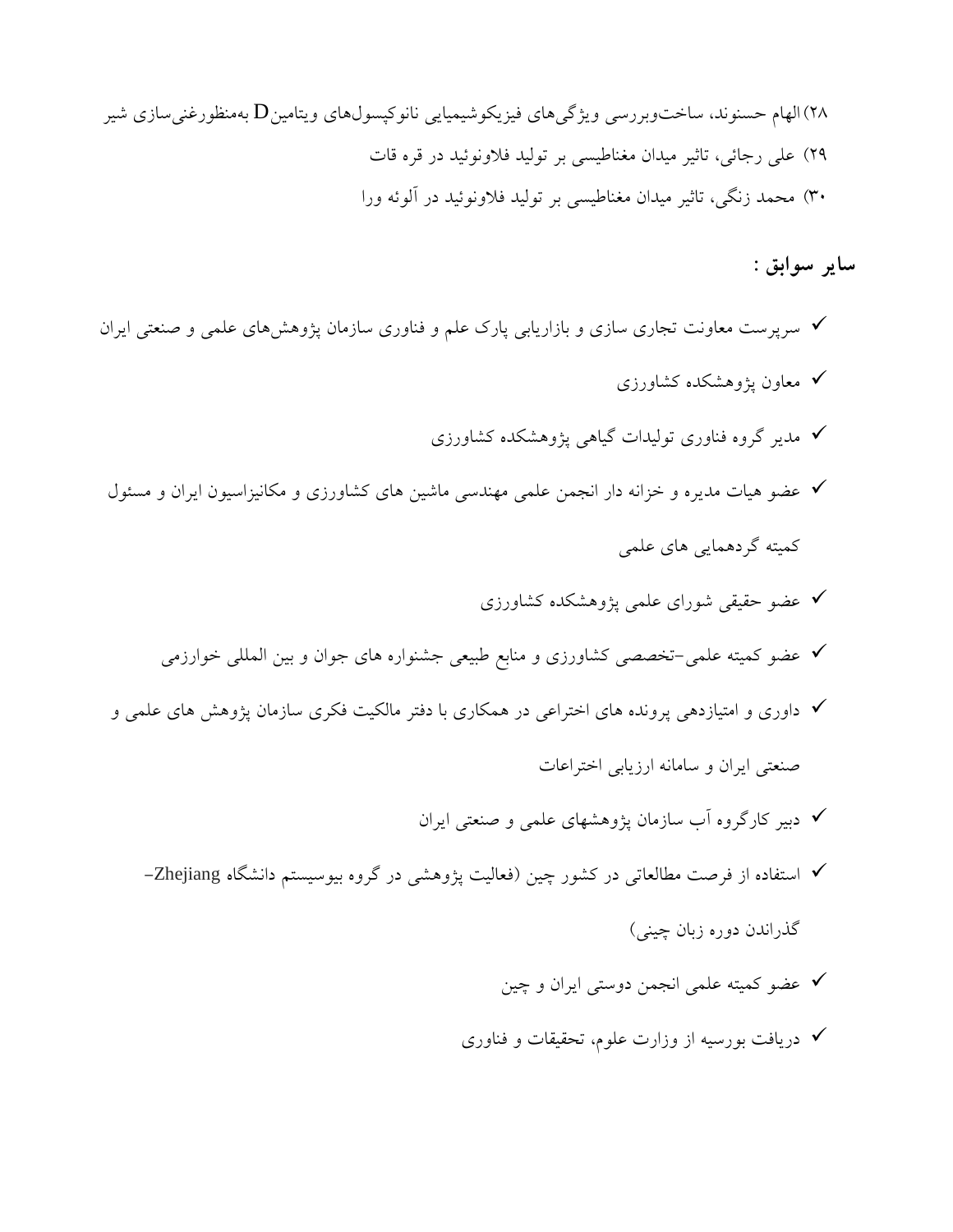۲۸) الهام حسنوند، ساخت‌وبررسی ویژگی‌های فیزیکوشیمیایی نانوکپسول‌های ویتامین D به‌منظورغنی‌سازی شیر

۲۹) علی رجائی، تاثیر میدان مغناطیسی بر تولید فلاونوئید در قره قات

۳۰) محمد زنگی، تاثیر میدان مغناطیسی بر تولید فلاونوئید در آلوئه ورا

## سایر سوابق :

- ✓ سرپرست معاونت تجاری سازی و بازاریابی پارک علم و فناوری سازمان پژوهش‌های علمی و صنعتی ایران
- ✓ معاون پژوهشکده کشاورزی
- ✓ مدیر گروه فناوری تولیدات گیاهی پژوهشکده کشاورزی
- ✓ عضو هیات مدیره و خزانه دار انجمن علمی مهندسی ماشین های کشاورزی و مکانیزاسیون ایران و مسئول کمیته گردهمایی های علمی
- ✓ عضو حقیقی شورای علمی پژوهشکده کشاورزی
- ✓ عضو کمیته علمی-تخصصی کشاورزی و منابع طبیعی جشنواره های جوان و بین المللی خوارزمی
- ✓ داوری و امتیازدهی پرونده های اختراعی در همکاری با دفتر مالکیت فکری سازمان پژوهش های علمی و صنعتی ایران و سامانه ارزیابی اختراعات
- ✓ دبیر کارگروه آب سازمان پژوهشهای علمی و صنعتی ایران
- ✓ استفاده از فرصت مطالعاتی در کشور چین (فعالیت پژوهشی در گروه بیوسیستم دانشگاه Zhejiang- گذراندن دوره زبان چینی)
- ✓ عضو کمیته علمی انجمن دوستی ایران و چین
- ✓ دریافت بورسیه از وزارت علوم، تحقیقات و فناوری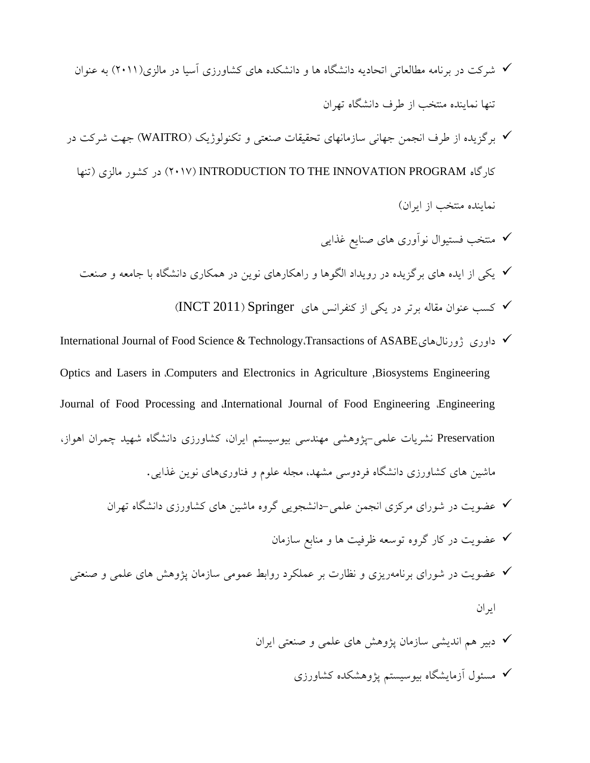- ✓ شرکت در برنامه مطالعاتی اتحادیه دانشگاه ها و دانشکده های کشاورزی آسیا در مالزی(۲۰۱۱) به عنوان تنها نماینده منتخب از طرف دانشگاه تهران
- ✓ برگزیده از طرف انجمن جهانی سازمانهای تحقیقات صنعتی و تکنولوژیک (WAITRO) جهت شرکت در کارگاه INTRODUCTION TO THE INNOVATION PROGRAM (۲۰۱۷) در کشور مالزی (تنها نماینده منتخب از ایران)
- ✓ منتخب فستیوال نوآوری های صنایع غذایی
- ✓ یکی از ایده های برگزیده در رویداد الگوها و راهکارهای نوین در همکاری دانشگاه با جامعه و صنعت
- ✓ کسب عنوان مقاله برتر در یکی از کنفرانس های Springer (INCT 2011)
- ✓ داوری ژورنال‌های Transactions of ASABE، International Journal of Food Science & Technology، Biosystems Engineering, Computers and Electronics in Agriculture، Optics and Lasers in Engineering، International Journal of Food Engineering، Journal of Food Processing and Preservation نشریات علمی-پژوهشی مهندسی بیوسیستم ایران، کشاورزی دانشگاه شهید چمران اهواز، ماشین های کشاورزی دانشگاه فردوسی مشهد، مجله علوم و فناوری‌های نوین غذایی.
- ✓ عضویت در شورای مرکزی انجمن علمی-دانشجویی گروه ماشین های کشاورزی دانشگاه تهران
- ✓ عضویت در کار گروه توسعه ظرفیت ها و منابع سازمان
- ✓ عضویت در شورای برنامه‌ریزی و نظارت بر عملکرد روابط عمومی سازمان پژوهش های علمی و صنعتی ایران
- ✓ دبیر هم اندیشی سازمان پژوهش های علمی و صنعتی ایران
- ✓ مسئول آزمایشگاه بیوسیستم پژوهشکده کشاورزی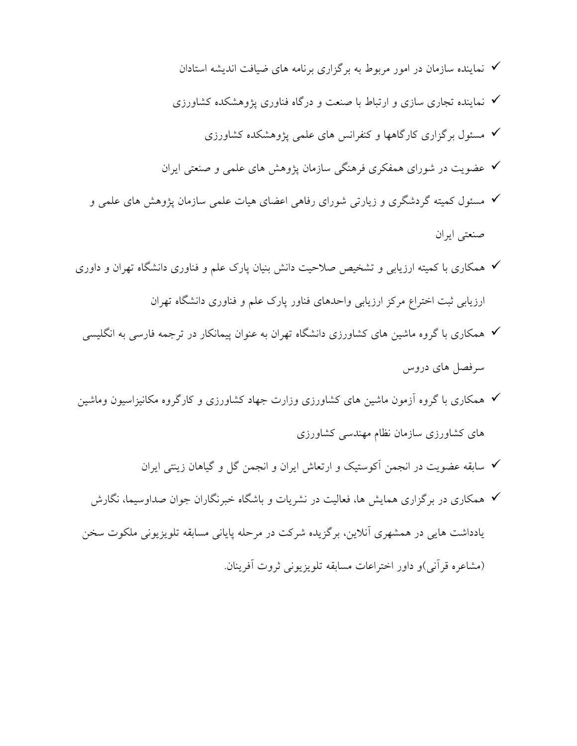- ✓ نماینده سازمان در امور مربوط به برگزاری برنامه های ضیافت اندیشه استادان
- ✓ نماینده تجاری سازی و ارتباط با صنعت و درگاه فناوری پژوهشکده کشاورزی
- ✓ مسئول برگزاری کارگاهها و کنفرانس های علمی پژوهشکده کشاورزی
- ✓ عضویت در شورای همفکری فرهنگی سازمان پژوهش های علمی و صنعتی ایران
- ✓ مسئول کمیته گردشگری و زیارتی شورای رفاهی اعضای هیات علمی سازمان پژوهش های علمی و صنعتی ایران
- ✓ همکاری با کمیته ارزیابی و تشخیص صلاحیت دانش بنیان پارک علم و فناوری دانشگاه تهران و داوری ارزیابی ثبت اختراع مرکز ارزیابی واحدهای فناور پارک علم و فناوری دانشگاه تهران
- ✓ همکاری با گروه ماشین های کشاورزی دانشگاه تهران به عنوان پیمانکار در ترجمه فارسی به انگلیسی سرفصل های دروس
- ✓ همکاری با گروه آزمون ماشین های کشاورزی وزارت جهاد کشاورزی و کارگروه مکانیزاسیون وماشین های کشاورزی سازمان نظام مهندسی کشاورزی
- ✓ سابقه عضویت در انجمن آکوستیک و ارتعاش ایران و انجمن گل و گیاهان زینتی ایران
- ✓ همکاری در برگزاری همایش ها، فعالیت در نشریات و باشگاه خبرنگاران جوان صداوسیما، نگارش یادداشت هایی در همشهری آنلاین، برگزیده شرکت در مرحله پایانی مسابقه تلویزیونی ملکوت سخن (مشاعره قرآنی)و داور اختراعات مسابقه تلویزیونی ثروت آفرینان.